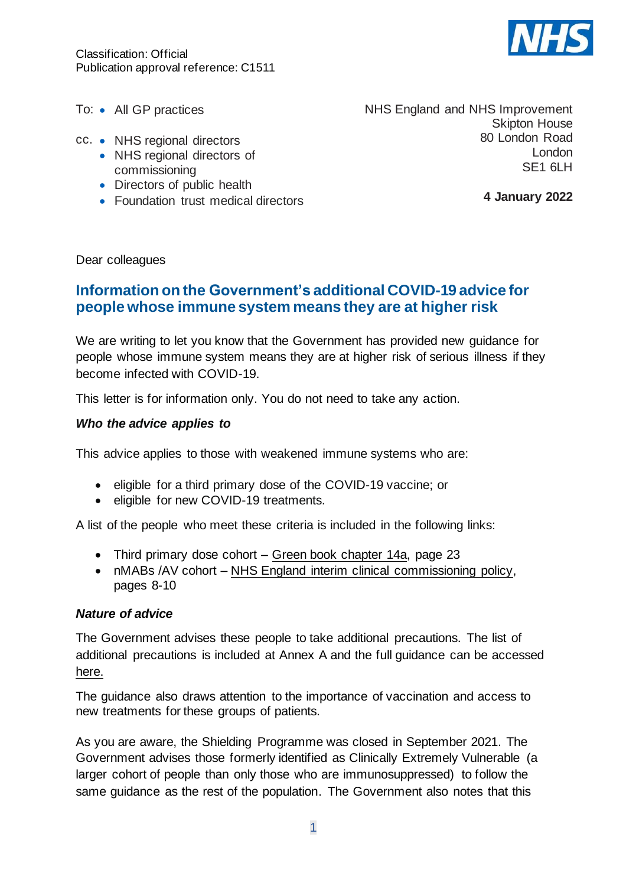Classification: Official
Publication approval reference: C1511

To:
- All GP practices

cc.
- NHS regional directors
- NHS regional directors of commissioning
- Directors of public health
- Foundation trust medical directors

NHS England and NHS Improvement
Skipton House
80 London Road
London
SE1 6LH

**4 January 2022**

Dear colleagues

## Information on the Government's additional COVID-19 advice for people whose immune system means they are at higher risk

We are writing to let you know that the Government has provided new guidance for people whose immune system means they are at higher risk of serious illness if they become infected with COVID-19.

This letter is for information only. You do not need to take any action.

***Who the advice applies to***

This advice applies to those with weakened immune systems who are:

- eligible for a third primary dose of the COVID-19 vaccine; or
- eligible for new COVID-19 treatments.

A list of the people who meet these criteria is included in the following links:

- Third primary dose cohort – Green book chapter 14a, page 23
- nMABs /AV cohort – NHS England interim clinical commissioning policy, pages 8-10

***Nature of advice***

The Government advises these people to take additional precautions. The list of additional precautions is included at Annex A and the full guidance can be accessed here.

The guidance also draws attention to the importance of vaccination and access to new treatments for these groups of patients.

As you are aware, the Shielding Programme was closed in September 2021. The Government advises those formerly identified as Clinically Extremely Vulnerable (a larger cohort of people than only those who are immunosuppressed) to follow the same guidance as the rest of the population. The Government also notes that this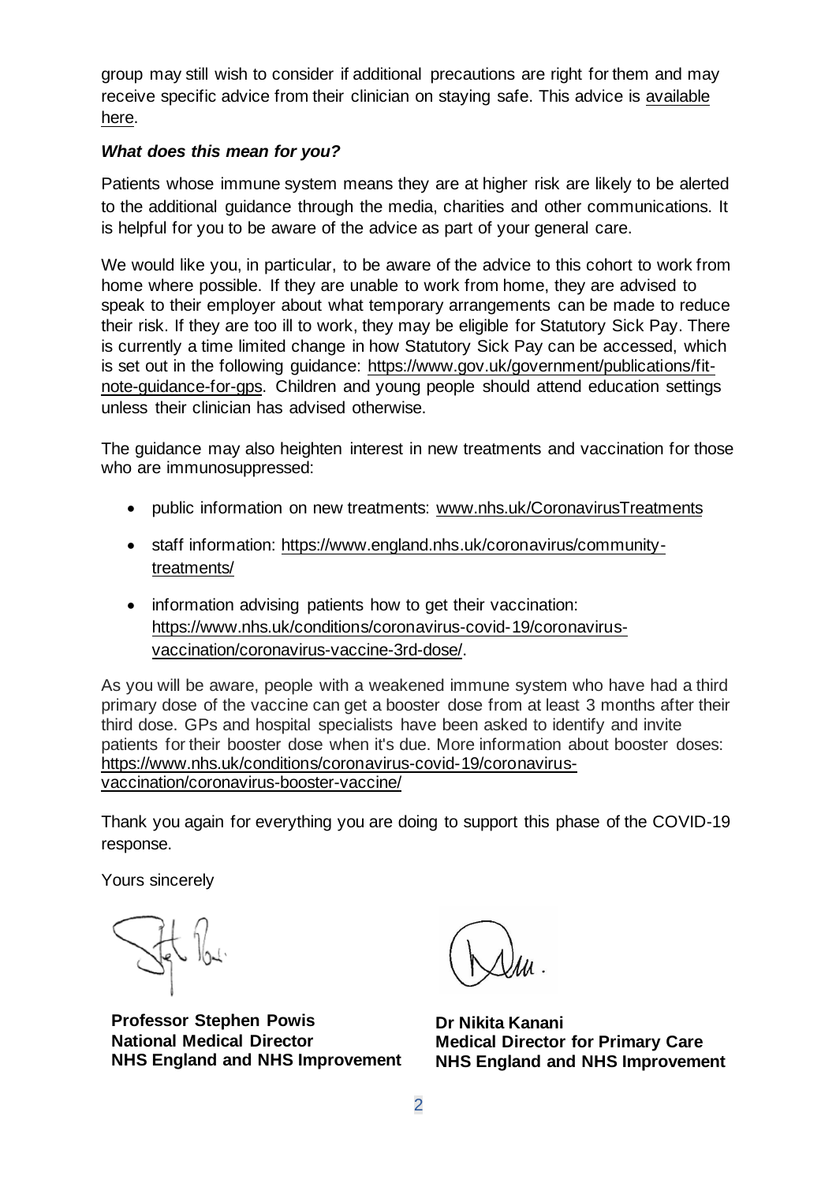group may still wish to consider if additional precautions are right for them and may receive specific advice from their clinician on staying safe. This advice is [available here](#).

***What does this mean for you?***

Patients whose immune system means they are at higher risk are likely to be alerted to the additional guidance through the media, charities and other communications. It is helpful for you to be aware of the advice as part of your general care.

We would like you, in particular, to be aware of the advice to this cohort to work from home where possible. If they are unable to work from home, they are advised to speak to their employer about what temporary arrangements can be made to reduce their risk. If they are too ill to work, they may be eligible for Statutory Sick Pay. There is currently a time limited change in how Statutory Sick Pay can be accessed, which is set out in the following guidance: https://www.gov.uk/government/publications/fit-note-guidance-for-gps. Children and young people should attend education settings unless their clinician has advised otherwise.

The guidance may also heighten interest in new treatments and vaccination for those who are immunosuppressed:

- public information on new treatments: www.nhs.uk/CoronavirusTreatments
- staff information: https://www.england.nhs.uk/coronavirus/community-treatments/
- information advising patients how to get their vaccination: https://www.nhs.uk/conditions/coronavirus-covid-19/coronavirus-vaccination/coronavirus-vaccine-3rd-dose/.

As you will be aware, people with a weakened immune system who have had a third primary dose of the vaccine can get a booster dose from at least 3 months after their third dose. GPs and hospital specialists have been asked to identify and invite patients for their booster dose when it's due. More information about booster doses: https://www.nhs.uk/conditions/coronavirus-covid-19/coronavirus-vaccination/coronavirus-booster-vaccine/

Thank you again for everything you are doing to support this phase of the COVID-19 response.

Yours sincerely

**Professor Stephen Powis**
**National Medical Director**
**NHS England and NHS Improvement**

**Dr Nikita Kanani**
**Medical Director for Primary Care**
**NHS England and NHS Improvement**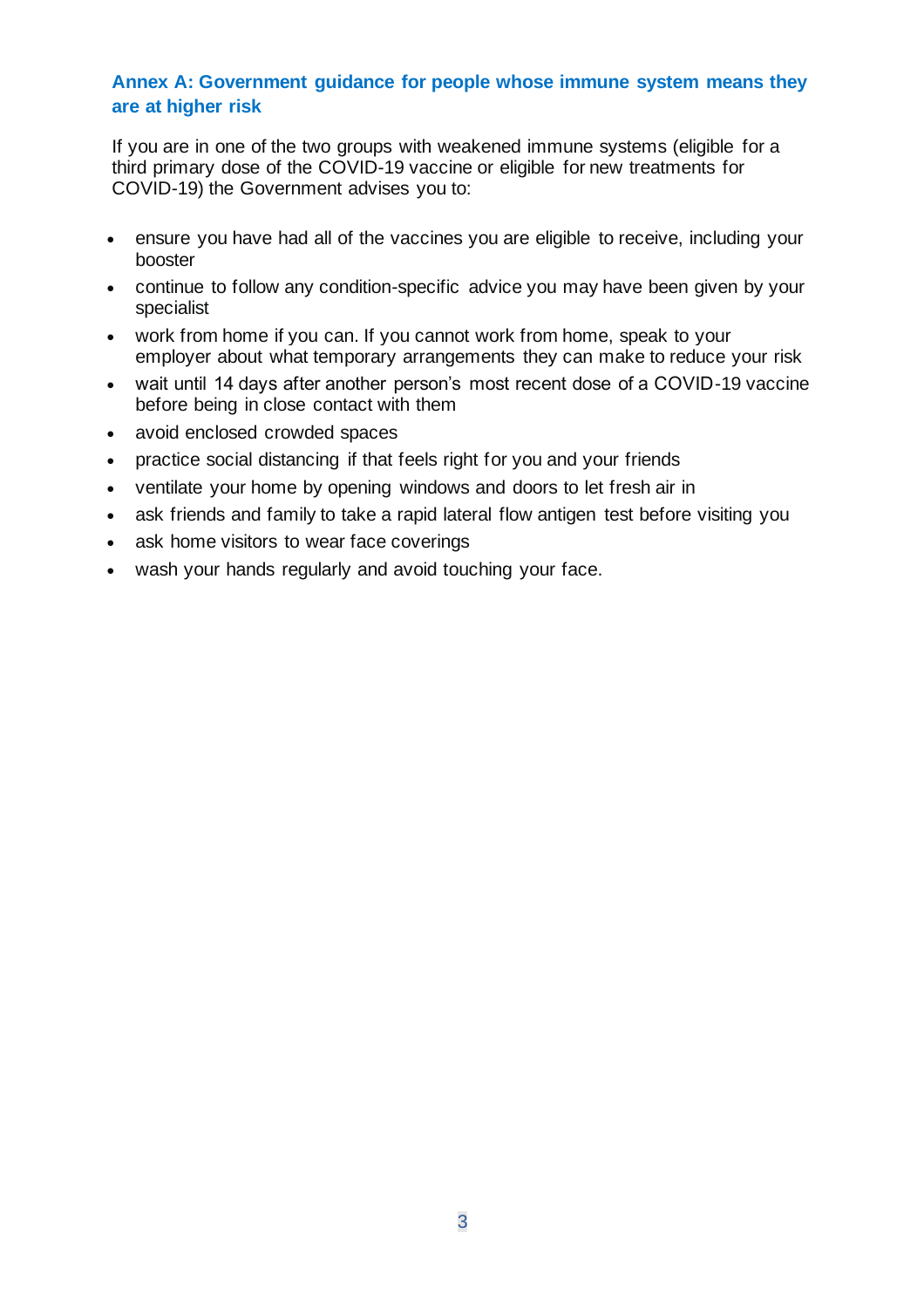## Annex A: Government guidance for people whose immune system means they are at higher risk

If you are in one of the two groups with weakened immune systems (eligible for a third primary dose of the COVID-19 vaccine or eligible for new treatments for COVID-19) the Government advises you to:

- ensure you have had all of the vaccines you are eligible to receive, including your booster
- continue to follow any condition-specific advice you may have been given by your specialist
- work from home if you can. If you cannot work from home, speak to your employer about what temporary arrangements they can make to reduce your risk
- wait until 14 days after another person's most recent dose of a COVID-19 vaccine before being in close contact with them
- avoid enclosed crowded spaces
- practice social distancing if that feels right for you and your friends
- ventilate your home by opening windows and doors to let fresh air in
- ask friends and family to take a rapid lateral flow antigen test before visiting you
- ask home visitors to wear face coverings
- wash your hands regularly and avoid touching your face.